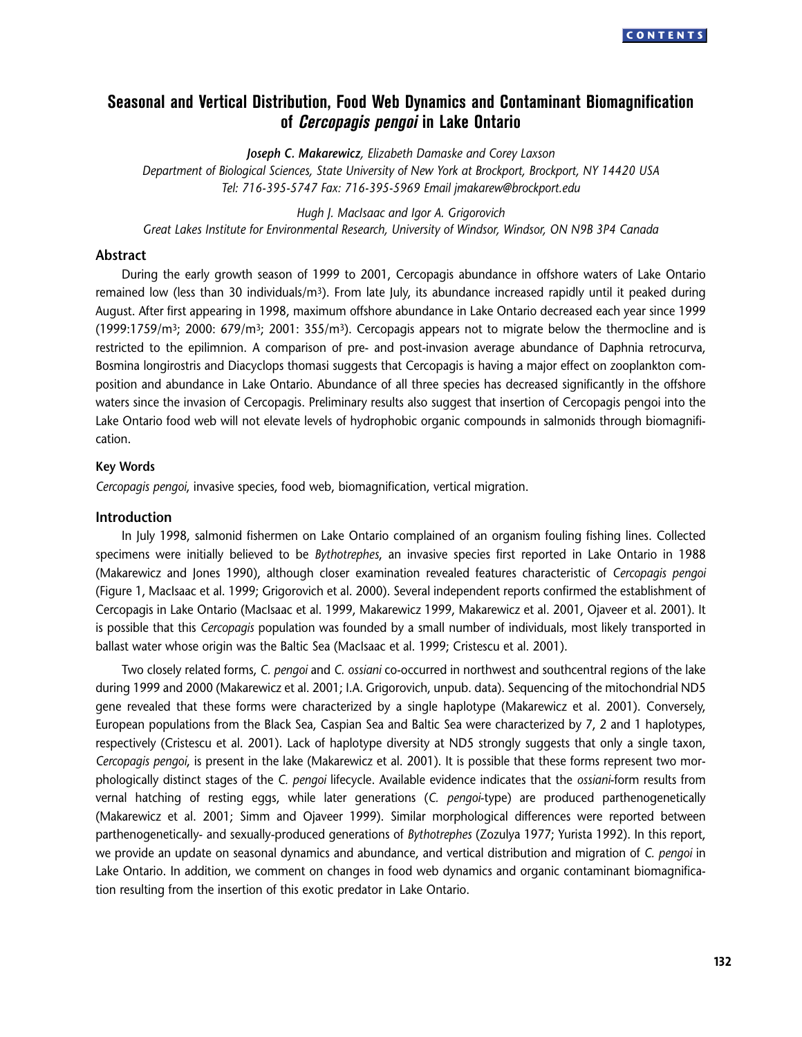# Seasonal and Vertical Distribution, Food Web Dynamics and Contaminant Biomagnification of *Cercopagis pengoi* in Lake Ontario

***Joseph C. Makarewicz**, Elizabeth Damaske and Corey Laxson*
*Department of Biological Sciences, State University of New York at Brockport, Brockport, NY 14420 USA*
*Tel: 716-395-5747 Fax: 716-395-5969 Email jmakarew@brockport.edu*

*Hugh J. MacIsaac and Igor A. Grigorovich*
*Great Lakes Institute for Environmental Research, University of Windsor, Windsor, ON N9B 3P4 Canada*

## Abstract

During the early growth season of 1999 to 2001, Cercopagis abundance in offshore waters of Lake Ontario remained low (less than 30 individuals/m$^3$). From late July, its abundance increased rapidly until it peaked during August. After first appearing in 1998, maximum offshore abundance in Lake Ontario decreased each year since 1999 (1999:1759/m$^3$; 2000: 679/m$^3$; 2001: 355/m$^3$). Cercopagis appears not to migrate below the thermocline and is restricted to the epilimnion. A comparison of pre- and post-invasion average abundance of Daphnia retrocurva, Bosmina longirostris and Diacyclops thomasi suggests that Cercopagis is having a major effect on zooplankton composition and abundance in Lake Ontario. Abundance of all three species has decreased significantly in the offshore waters since the invasion of Cercopagis. Preliminary results also suggest that insertion of Cercopagis pengoi into the Lake Ontario food web will not elevate levels of hydrophobic organic compounds in salmonids through biomagnification.

### Key Words

*Cercopagis pengoi*, invasive species, food web, biomagnification, vertical migration.

## Introduction

In July 1998, salmonid fishermen on Lake Ontario complained of an organism fouling fishing lines. Collected specimens were initially believed to be *Bythotrephes*, an invasive species first reported in Lake Ontario in 1988 (Makarewicz and Jones 1990), although closer examination revealed features characteristic of *Cercopagis pengoi* (Figure 1, MacIsaac et al. 1999; Grigorovich et al. 2000). Several independent reports confirmed the establishment of Cercopagis in Lake Ontario (MacIsaac et al. 1999, Makarewicz 1999, Makarewicz et al. 2001, Ojaveer et al. 2001). It is possible that this *Cercopagis* population was founded by a small number of individuals, most likely transported in ballast water whose origin was the Baltic Sea (MacIsaac et al. 1999; Cristescu et al. 2001).

Two closely related forms, *C. pengoi* and *C. ossiani* co-occurred in northwest and southcentral regions of the lake during 1999 and 2000 (Makarewicz et al. 2001; I.A. Grigorovich, unpub. data). Sequencing of the mitochondrial ND5 gene revealed that these forms were characterized by a single haplotype (Makarewicz et al. 2001). Conversely, European populations from the Black Sea, Caspian Sea and Baltic Sea were characterized by 7, 2 and 1 haplotypes, respectively (Cristescu et al. 2001). Lack of haplotype diversity at ND5 strongly suggests that only a single taxon, *Cercopagis pengoi*, is present in the lake (Makarewicz et al. 2001). It is possible that these forms represent two morphologically distinct stages of the *C. pengoi* lifecycle. Available evidence indicates that the *ossiani*-form results from vernal hatching of resting eggs, while later generations (*C. pengoi*-type) are produced parthenogenetically (Makarewicz et al. 2001; Simm and Ojaveer 1999). Similar morphological differences were reported between parthenogenetically- and sexually-produced generations of *Bythotrephes* (Zozulya 1977; Yurista 1992). In this report, we provide an update on seasonal dynamics and abundance, and vertical distribution and migration of *C. pengoi* in Lake Ontario. In addition, we comment on changes in food web dynamics and organic contaminant biomagnification resulting from the insertion of this exotic predator in Lake Ontario.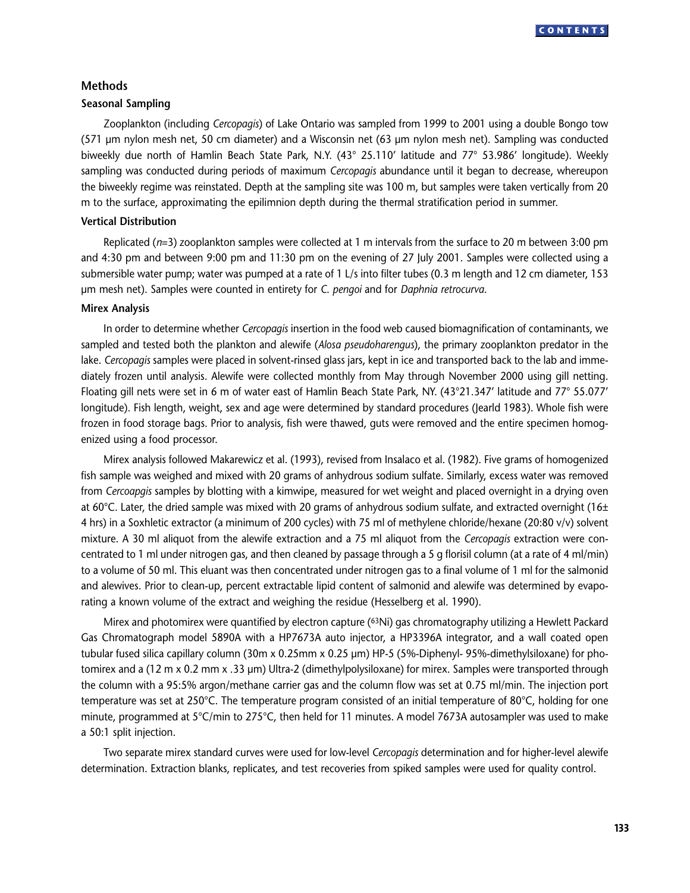## Methods

### Seasonal Sampling

Zooplankton (including *Cercopagis*) of Lake Ontario was sampled from 1999 to 2001 using a double Bongo tow (571 µm nylon mesh net, 50 cm diameter) and a Wisconsin net (63 µm nylon mesh net). Sampling was conducted biweekly due north of Hamlin Beach State Park, N.Y. (43° 25.110′ latitude and 77° 53.986′ longitude). Weekly sampling was conducted during periods of maximum *Cercopagis* abundance until it began to decrease, whereupon the biweekly regime was reinstated. Depth at the sampling site was 100 m, but samples were taken vertically from 20 m to the surface, approximating the epilimnion depth during the thermal stratification period in summer.

### Vertical Distribution

Replicated ($n$=3) zooplankton samples were collected at 1 m intervals from the surface to 20 m between 3:00 pm and 4:30 pm and between 9:00 pm and 11:30 pm on the evening of 27 July 2001. Samples were collected using a submersible water pump; water was pumped at a rate of 1 L/s into filter tubes (0.3 m length and 12 cm diameter, 153 µm mesh net). Samples were counted in entirety for *C. pengoi* and for *Daphnia retrocurva*.

### Mirex Analysis

In order to determine whether *Cercopagis* insertion in the food web caused biomagnification of contaminants, we sampled and tested both the plankton and alewife (*Alosa pseudoharengus*), the primary zooplankton predator in the lake. *Cercopagis* samples were placed in solvent-rinsed glass jars, kept in ice and transported back to the lab and immediately frozen until analysis. Alewife were collected monthly from May through November 2000 using gill netting. Floating gill nets were set in 6 m of water east of Hamlin Beach State Park, NY. (43°21.347′ latitude and 77° 55.077′ longitude). Fish length, weight, sex and age were determined by standard procedures (Jearld 1983). Whole fish were frozen in food storage bags. Prior to analysis, fish were thawed, guts were removed and the entire specimen homogenized using a food processor.

Mirex analysis followed Makarewicz et al. (1993), revised from Insalaco et al. (1982). Five grams of homogenized fish sample was weighed and mixed with 20 grams of anhydrous sodium sulfate. Similarly, excess water was removed from *Cercoapgis* samples by blotting with a kimwipe, measured for wet weight and placed overnight in a drying oven at 60°C. Later, the dried sample was mixed with 20 grams of anhydrous sodium sulfate, and extracted overnight (16± 4 hrs) in a Soxhletic extractor (a minimum of 200 cycles) with 75 ml of methylene chloride/hexane (20:80 v/v) solvent mixture. A 30 ml aliquot from the alewife extraction and a 75 ml aliquot from the *Cercopagis* extraction were concentrated to 1 ml under nitrogen gas, and then cleaned by passage through a 5 g florisil column (at a rate of 4 ml/min) to a volume of 50 ml. This eluant was then concentrated under nitrogen gas to a final volume of 1 ml for the salmonid and alewives. Prior to clean-up, percent extractable lipid content of salmonid and alewife was determined by evaporating a known volume of the extract and weighing the residue (Hesselberg et al. 1990).

Mirex and photomirex were quantified by electron capture ($^{63}$Ni) gas chromatography utilizing a Hewlett Packard Gas Chromatograph model 5890A with a HP7673A auto injector, a HP3396A integrator, and a wall coated open tubular fused silica capillary column (30m x 0.25mm x 0.25 µm) HP-5 (5%-Diphenyl- 95%-dimethylsiloxane) for photomirex and a (12 m x 0.2 mm x .33 µm) Ultra-2 (dimethylpolysiloxane) for mirex. Samples were transported through the column with a 95:5% argon/methane carrier gas and the column flow was set at 0.75 ml/min. The injection port temperature was set at 250°C. The temperature program consisted of an initial temperature of 80°C, holding for one minute, programmed at 5°C/min to 275°C, then held for 11 minutes. A model 7673A autosampler was used to make a 50:1 split injection.

Two separate mirex standard curves were used for low-level *Cercopagis* determination and for higher-level alewife determination. Extraction blanks, replicates, and test recoveries from spiked samples were used for quality control.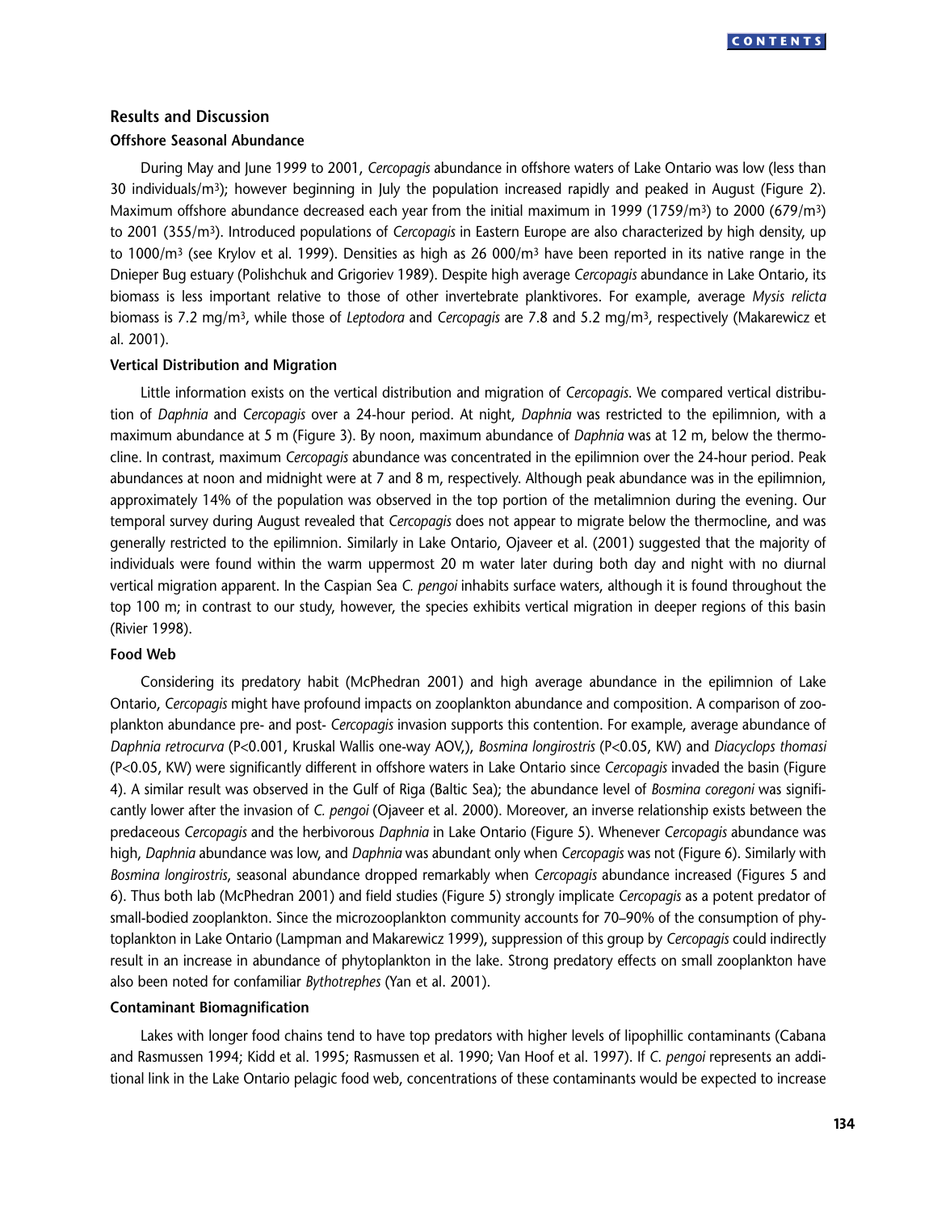## Results and Discussion

### Offshore Seasonal Abundance

During May and June 1999 to 2001, *Cercopagis* abundance in offshore waters of Lake Ontario was low (less than 30 individuals/$m^3$); however beginning in July the population increased rapidly and peaked in August (Figure 2). Maximum offshore abundance decreased each year from the initial maximum in 1999 (1759/$m^3$) to 2000 (679/$m^3$) to 2001 (355/$m^3$). Introduced populations of *Cercopagis* in Eastern Europe are also characterized by high density, up to 1000/$m^3$ (see Krylov et al. 1999). Densities as high as 26 000/$m^3$ have been reported in its native range in the Dnieper Bug estuary (Polishchuk and Grigoriev 1989). Despite high average *Cercopagis* abundance in Lake Ontario, its biomass is less important relative to those of other invertebrate planktivores. For example, average *Mysis relicta* biomass is 7.2 mg/$m^3$, while those of *Leptodora* and *Cercopagis* are 7.8 and 5.2 mg/$m^3$, respectively (Makarewicz et al. 2001).

### Vertical Distribution and Migration

Little information exists on the vertical distribution and migration of *Cercopagis*. We compared vertical distribution of *Daphnia* and *Cercopagis* over a 24-hour period. At night, *Daphnia* was restricted to the epilimnion, with a maximum abundance at 5 m (Figure 3). By noon, maximum abundance of *Daphnia* was at 12 m, below the thermocline. In contrast, maximum *Cercopagis* abundance was concentrated in the epilimnion over the 24-hour period. Peak abundances at noon and midnight were at 7 and 8 m, respectively. Although peak abundance was in the epilimnion, approximately 14% of the population was observed in the top portion of the metalimnion during the evening. Our temporal survey during August revealed that *Cercopagis* does not appear to migrate below the thermocline, and was generally restricted to the epilimnion. Similarly in Lake Ontario, Ojaveer et al. (2001) suggested that the majority of individuals were found within the warm uppermost 20 m water later during both day and night with no diurnal vertical migration apparent. In the Caspian Sea *C. pengoi* inhabits surface waters, although it is found throughout the top 100 m; in contrast to our study, however, the species exhibits vertical migration in deeper regions of this basin (Rivier 1998).

### Food Web

Considering its predatory habit (McPhedran 2001) and high average abundance in the epilimnion of Lake Ontario, *Cercopagis* might have profound impacts on zooplankton abundance and composition. A comparison of zooplankton abundance pre- and post- *Cercopagis* invasion supports this contention. For example, average abundance of *Daphnia retrocurva* ($P<0.001$, Kruskal Wallis one-way AOV,), *Bosmina longirostris* ($P<0.05$, KW) and *Diacyclops thomasi* ($P<0.05$, KW) were significantly different in offshore waters in Lake Ontario since *Cercopagis* invaded the basin (Figure 4). A similar result was observed in the Gulf of Riga (Baltic Sea); the abundance level of *Bosmina coregoni* was significantly lower after the invasion of *C. pengoi* (Ojaveer et al. 2000). Moreover, an inverse relationship exists between the predaceous *Cercopagis* and the herbivorous *Daphnia* in Lake Ontario (Figure 5). Whenever *Cercopagis* abundance was high, *Daphnia* abundance was low, and *Daphnia* was abundant only when *Cercopagis* was not (Figure 6). Similarly with *Bosmina longirostris*, seasonal abundance dropped remarkably when *Cercopagis* abundance increased (Figures 5 and 6). Thus both lab (McPhedran 2001) and field studies (Figure 5) strongly implicate *Cercopagis* as a potent predator of small-bodied zooplankton. Since the microzooplankton community accounts for 70–90% of the consumption of phytoplankton in Lake Ontario (Lampman and Makarewicz 1999), suppression of this group by *Cercopagis* could indirectly result in an increase in abundance of phytoplankton in the lake. Strong predatory effects on small zooplankton have also been noted for confamiliar *Bythotrephes* (Yan et al. 2001).

### Contaminant Biomagnification

Lakes with longer food chains tend to have top predators with higher levels of lipophillic contaminants (Cabana and Rasmussen 1994; Kidd et al. 1995; Rasmussen et al. 1990; Van Hoof et al. 1997). If *C. pengoi* represents an additional link in the Lake Ontario pelagic food web, concentrations of these contaminants would be expected to increase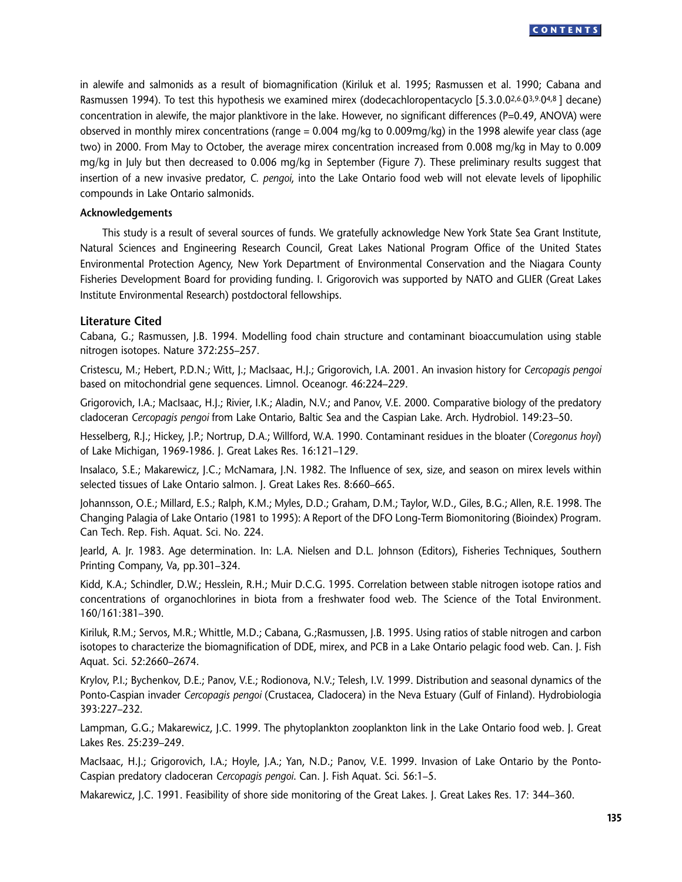in alewife and salmonids as a result of biomagnification (Kiriluk et al. 1995; Rasmussen et al. 1990; Cabana and Rasmussen 1994). To test this hypothesis we examined mirex (dodecachloropentacyclo [5.3.0.0$^{2,6}$.0$^{3,9}$.0$^{4,8}$ ] decane) concentration in alewife, the major planktivore in the lake. However, no significant differences (P=0.49, ANOVA) were observed in monthly mirex concentrations (range = 0.004 mg/kg to 0.009mg/kg) in the 1998 alewife year class (age two) in 2000. From May to October, the average mirex concentration increased from 0.008 mg/kg in May to 0.009 mg/kg in July but then decreased to 0.006 mg/kg in September (Figure 7). These preliminary results suggest that insertion of a new invasive predator, *C. pengoi*, into the Lake Ontario food web will not elevate levels of lipophilic compounds in Lake Ontario salmonids.

**Acknowledgements**

This study is a result of several sources of funds. We gratefully acknowledge New York State Sea Grant Institute, Natural Sciences and Engineering Research Council, Great Lakes National Program Office of the United States Environmental Protection Agency, New York Department of Environmental Conservation and the Niagara County Fisheries Development Board for providing funding. I. Grigorovich was supported by NATO and GLIER (Great Lakes Institute Environmental Research) postdoctoral fellowships.

## Literature Cited

Cabana, G.; Rasmussen, J.B. 1994. Modelling food chain structure and contaminant bioaccumulation using stable nitrogen isotopes. Nature 372:255–257.

Cristescu, M.; Hebert, P.D.N.; Witt, J.; MacIsaac, H.J.; Grigorovich, I.A. 2001. An invasion history for *Cercopagis pengoi* based on mitochondrial gene sequences. Limnol. Oceanogr. 46:224–229.

Grigorovich, I.A.; MacIsaac, H.J.; Rivier, I.K.; Aladin, N.V.; and Panov, V.E. 2000. Comparative biology of the predatory cladoceran *Cercopagis pengoi* from Lake Ontario, Baltic Sea and the Caspian Lake. Arch. Hydrobiol. 149:23–50.

Hesselberg, R.J.; Hickey, J.P.; Nortrup, D.A.; Willford, W.A. 1990. Contaminant residues in the bloater (*Coregonus hoyi*) of Lake Michigan, 1969-1986. J. Great Lakes Res. 16:121–129.

Insalaco, S.E.; Makarewicz, J.C.; McNamara, J.N. 1982. The Influence of sex, size, and season on mirex levels within selected tissues of Lake Ontario salmon. J. Great Lakes Res. 8:660–665.

Johannsson, O.E.; Millard, E.S.; Ralph, K.M.; Myles, D.D.; Graham, D.M.; Taylor, W.D., Giles, B.G.; Allen, R.E. 1998. The Changing Palagia of Lake Ontario (1981 to 1995): A Report of the DFO Long-Term Biomonitoring (Bioindex) Program. Can Tech. Rep. Fish. Aquat. Sci. No. 224.

Jearld, A. Jr. 1983. Age determination. In: L.A. Nielsen and D.L. Johnson (Editors), Fisheries Techniques, Southern Printing Company, Va, pp.301–324.

Kidd, K.A.; Schindler, D.W.; Hesslein, R.H.; Muir D.C.G. 1995. Correlation between stable nitrogen isotope ratios and concentrations of organochlorines in biota from a freshwater food web. The Science of the Total Environment. 160/161:381–390.

Kiriluk, R.M.; Servos, M.R.; Whittle, M.D.; Cabana, G.;Rasmussen, J.B. 1995. Using ratios of stable nitrogen and carbon isotopes to characterize the biomagnification of DDE, mirex, and PCB in a Lake Ontario pelagic food web. Can. J. Fish Aquat. Sci. 52:2660–2674.

Krylov, P.I.; Bychenkov, D.E.; Panov, V.E.; Rodionova, N.V.; Telesh, I.V. 1999. Distribution and seasonal dynamics of the Ponto-Caspian invader *Cercopagis pengoi* (Crustacea, Cladocera) in the Neva Estuary (Gulf of Finland). Hydrobiologia 393:227–232.

Lampman, G.G.; Makarewicz, J.C. 1999. The phytoplankton zooplankton link in the Lake Ontario food web. J. Great Lakes Res. 25:239–249.

MacIsaac, H.J.; Grigorovich, I.A.; Hoyle, J.A.; Yan, N.D.; Panov, V.E. 1999. Invasion of Lake Ontario by the Ponto-Caspian predatory cladoceran *Cercopagis pengoi*. Can. J. Fish Aquat. Sci. 56:1–5.

Makarewicz, J.C. 1991. Feasibility of shore side monitoring of the Great Lakes. J. Great Lakes Res. 17: 344–360.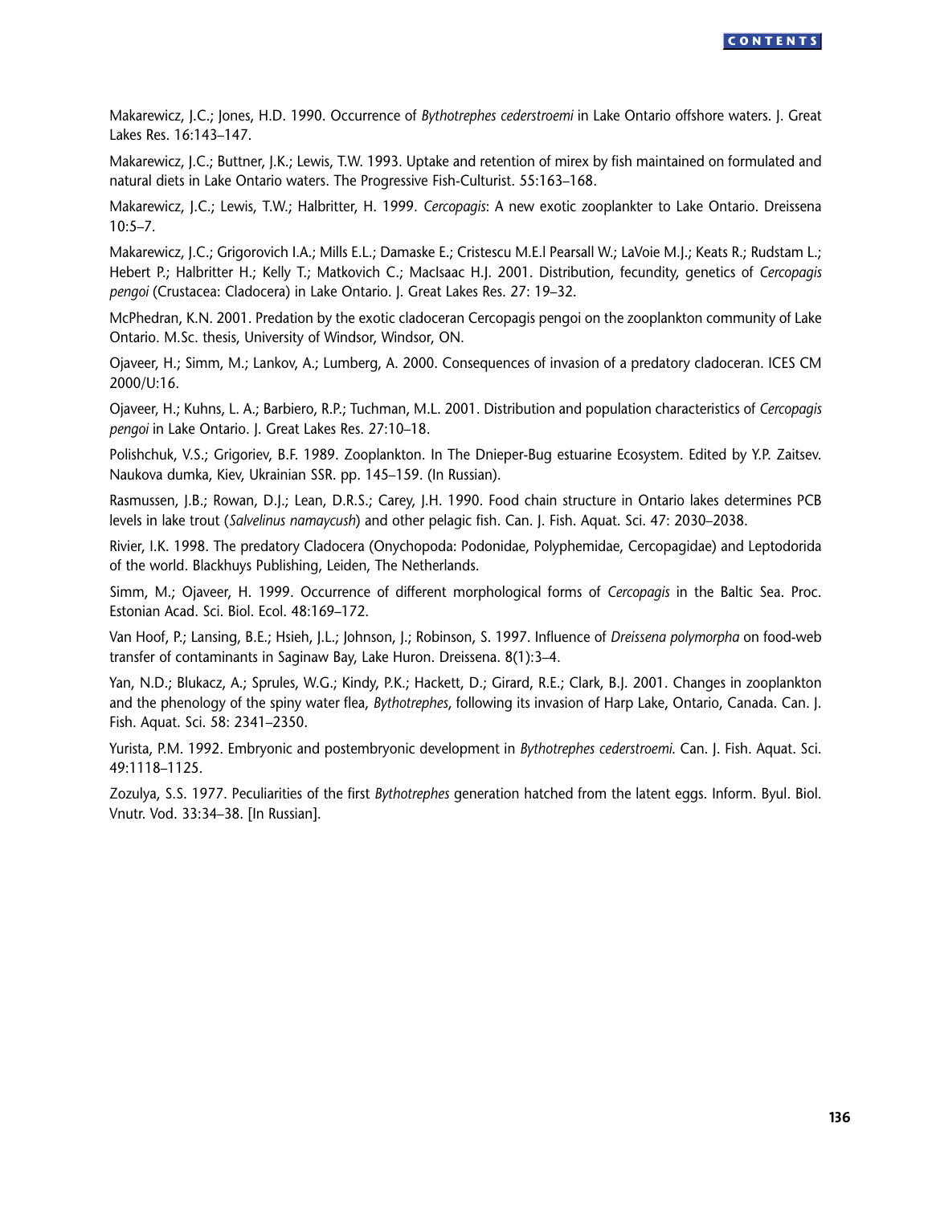Makarewicz, J.C.; Jones, H.D. 1990. Occurrence of *Bythotrephes cederstroemi* in Lake Ontario offshore waters. J. Great Lakes Res. 16:143–147.

Makarewicz, J.C.; Buttner, J.K.; Lewis, T.W. 1993. Uptake and retention of mirex by fish maintained on formulated and natural diets in Lake Ontario waters. The Progressive Fish-Culturist. 55:163–168.

Makarewicz, J.C.; Lewis, T.W.; Halbritter, H. 1999. *Cercopagis*: A new exotic zooplankter to Lake Ontario. Dreissena 10:5–7.

Makarewicz, J.C.; Grigorovich I.A.; Mills E.L.; Damaske E.; Cristescu M.E.l Pearsall W.; LaVoie M.J.; Keats R.; Rudstam L.; Hebert P.; Halbritter H.; Kelly T.; Matkovich C.; MacIsaac H.J. 2001. Distribution, fecundity, genetics of *Cercopagis pengoi* (Crustacea: Cladocera) in Lake Ontario. J. Great Lakes Res. 27: 19–32.

McPhedran, K.N. 2001. Predation by the exotic cladoceran Cercopagis pengoi on the zooplankton community of Lake Ontario. M.Sc. thesis, University of Windsor, Windsor, ON.

Ojaveer, H.; Simm, M.; Lankov, A.; Lumberg, A. 2000. Consequences of invasion of a predatory cladoceran. ICES CM 2000/U:16.

Ojaveer, H.; Kuhns, L. A.; Barbiero, R.P.; Tuchman, M.L. 2001. Distribution and population characteristics of *Cercopagis pengoi* in Lake Ontario. J. Great Lakes Res. 27:10–18.

Polishchuk, V.S.; Grigoriev, B.F. 1989. Zooplankton. In The Dnieper-Bug estuarine Ecosystem. Edited by Y.P. Zaitsev. Naukova dumka, Kiev, Ukrainian SSR. pp. 145–159. (In Russian).

Rasmussen, J.B.; Rowan, D.J.; Lean, D.R.S.; Carey, J.H. 1990. Food chain structure in Ontario lakes determines PCB levels in lake trout (*Salvelinus namaycush*) and other pelagic fish. Can. J. Fish. Aquat. Sci. 47: 2030–2038.

Rivier, I.K. 1998. The predatory Cladocera (Onychopoda: Podonidae, Polyphemidae, Cercopagidae) and Leptodorida of the world. Blackhuys Publishing, Leiden, The Netherlands.

Simm, M.; Ojaveer, H. 1999. Occurrence of different morphological forms of *Cercopagis* in the Baltic Sea. Proc. Estonian Acad. Sci. Biol. Ecol. 48:169–172.

Van Hoof, P.; Lansing, B.E.; Hsieh, J.L.; Johnson, J.; Robinson, S. 1997. Influence of *Dreissena polymorpha* on food-web transfer of contaminants in Saginaw Bay, Lake Huron. Dreissena. 8(1):3–4.

Yan, N.D.; Blukacz, A.; Sprules, W.G.; Kindy, P.K.; Hackett, D.; Girard, R.E.; Clark, B.J. 2001. Changes in zooplankton and the phenology of the spiny water flea, *Bythotrephes*, following its invasion of Harp Lake, Ontario, Canada. Can. J. Fish. Aquat. Sci. 58: 2341–2350.

Yurista, P.M. 1992. Embryonic and postembryonic development in *Bythotrephes cederstroemi*. Can. J. Fish. Aquat. Sci. 49:1118–1125.

Zozulya, S.S. 1977. Peculiarities of the first *Bythotrephes* generation hatched from the latent eggs. Inform. Byul. Biol. Vnutr. Vod. 33:34–38. [In Russian].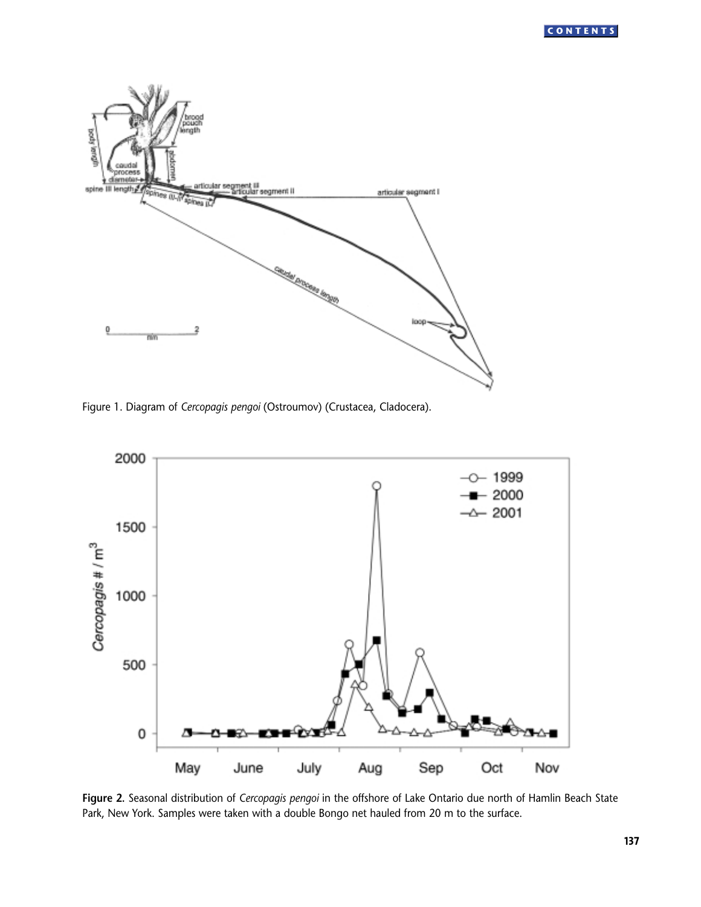Figure 1. Diagram of *Cercopagis pengoi* (Ostroumov) (Crustacea, Cladocera).

**Figure 2.** Seasonal distribution of *Cercopagis pengoi* in the offshore of Lake Ontario due north of Hamlin Beach State Park, New York. Samples were taken with a double Bongo net hauled from 20 m to the surface.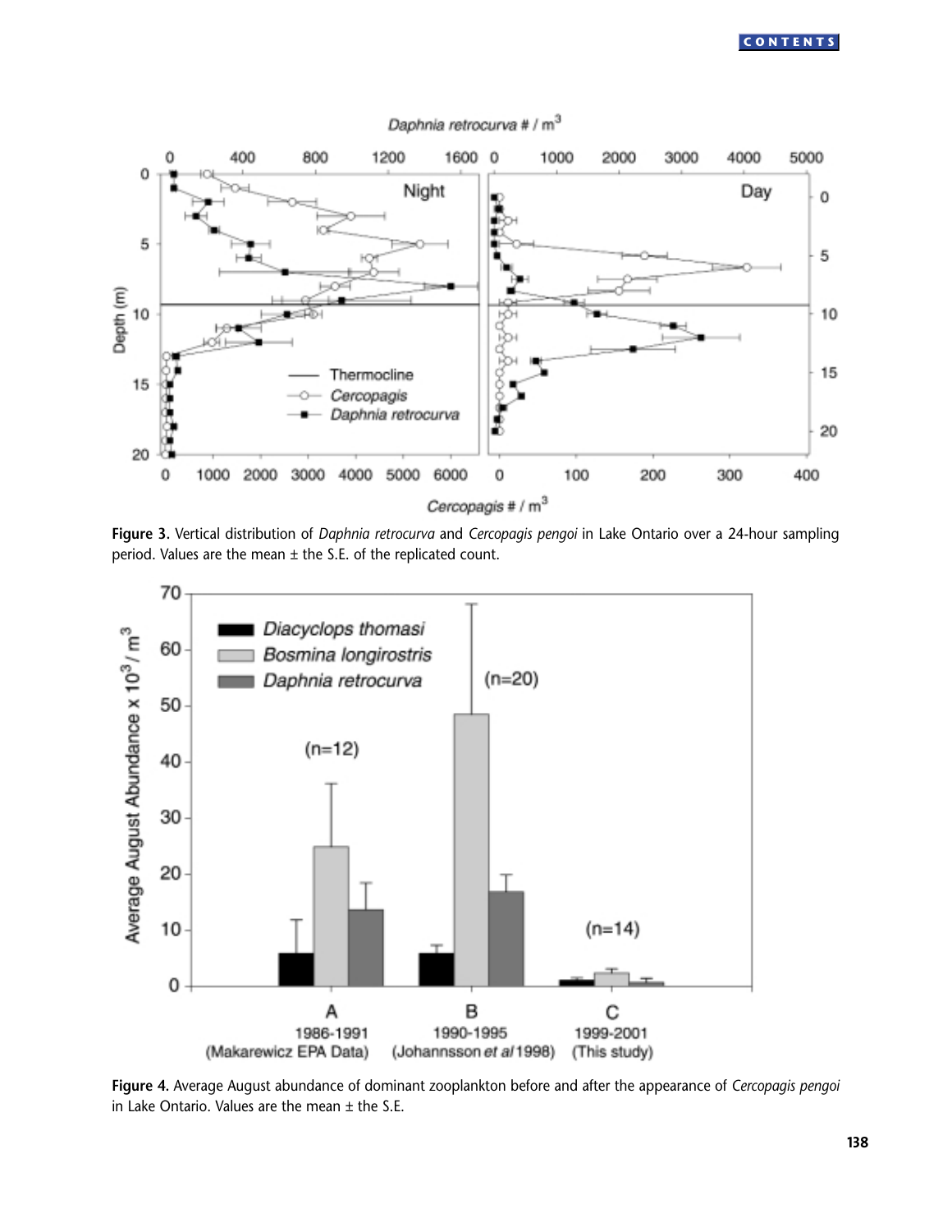Figure 3. Vertical distribution of *Daphnia retrocurva* and *Cercopagis pengoi* in Lake Ontario over a 24-hour sampling period. Values are the mean ± the S.E. of the replicated count.

Figure 4. Average August abundance of dominant zooplankton before and after the appearance of *Cercopagis pengoi* in Lake Ontario. Values are the mean ± the S.E.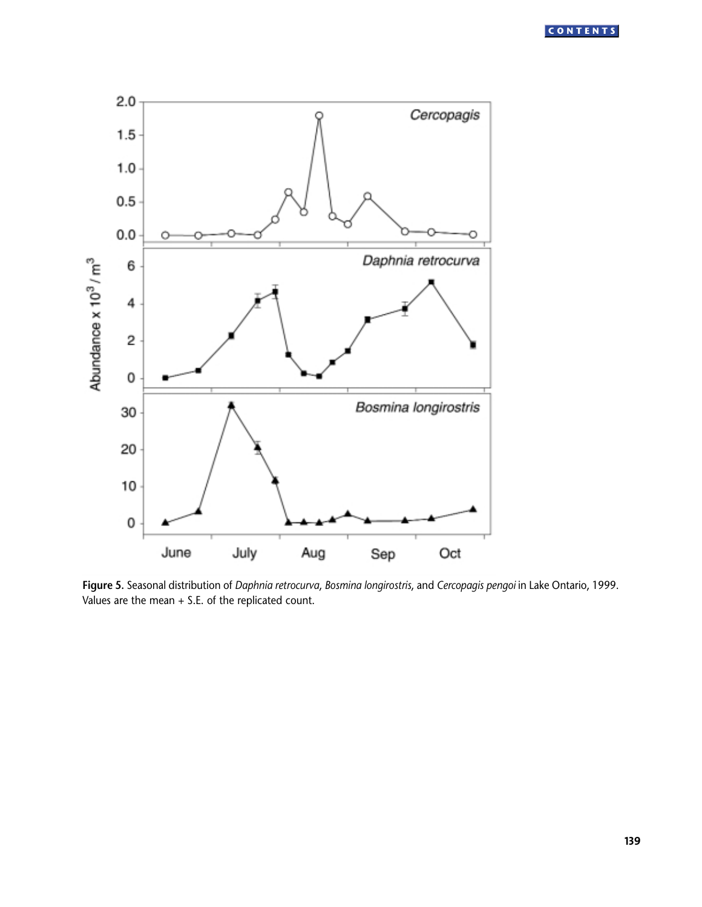**Figure 5.** Seasonal distribution of *Daphnia retrocurva*, *Bosmina longirostris*, and *Cercopagis pengoi* in Lake Ontario, 1999. Values are the mean + S.E. of the replicated count.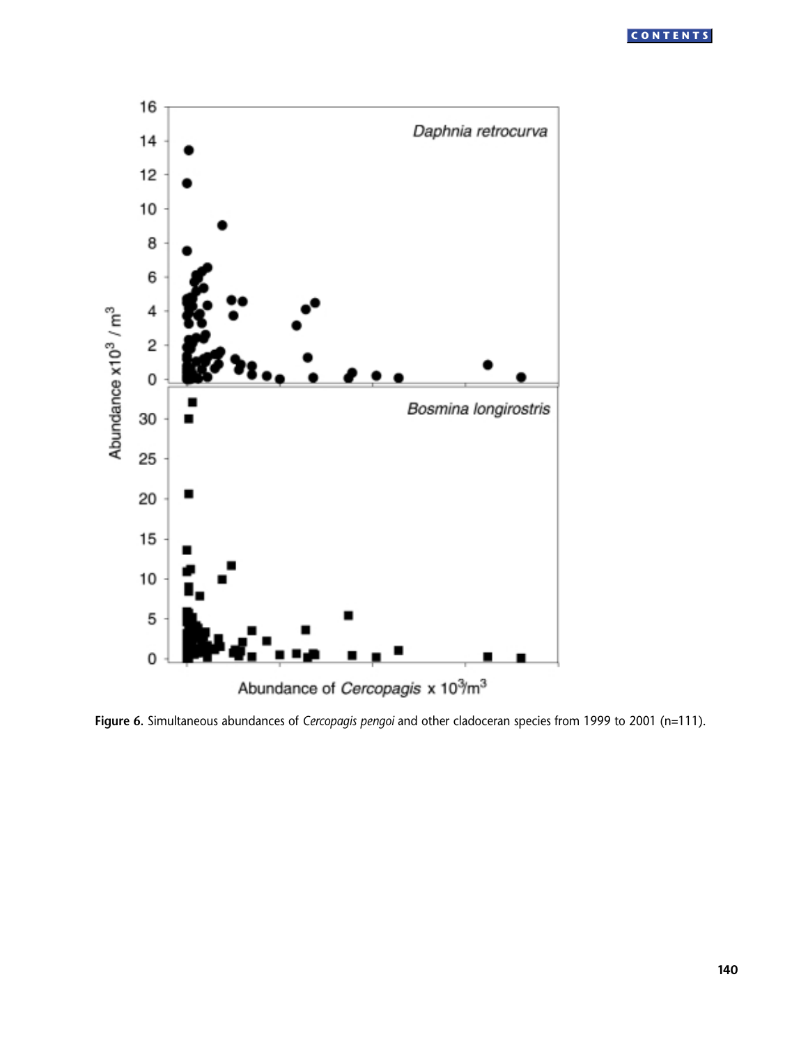**Figure 6.** Simultaneous abundances of *Cercopagis pengoi* and other cladoceran species from 1999 to 2001 (n=111).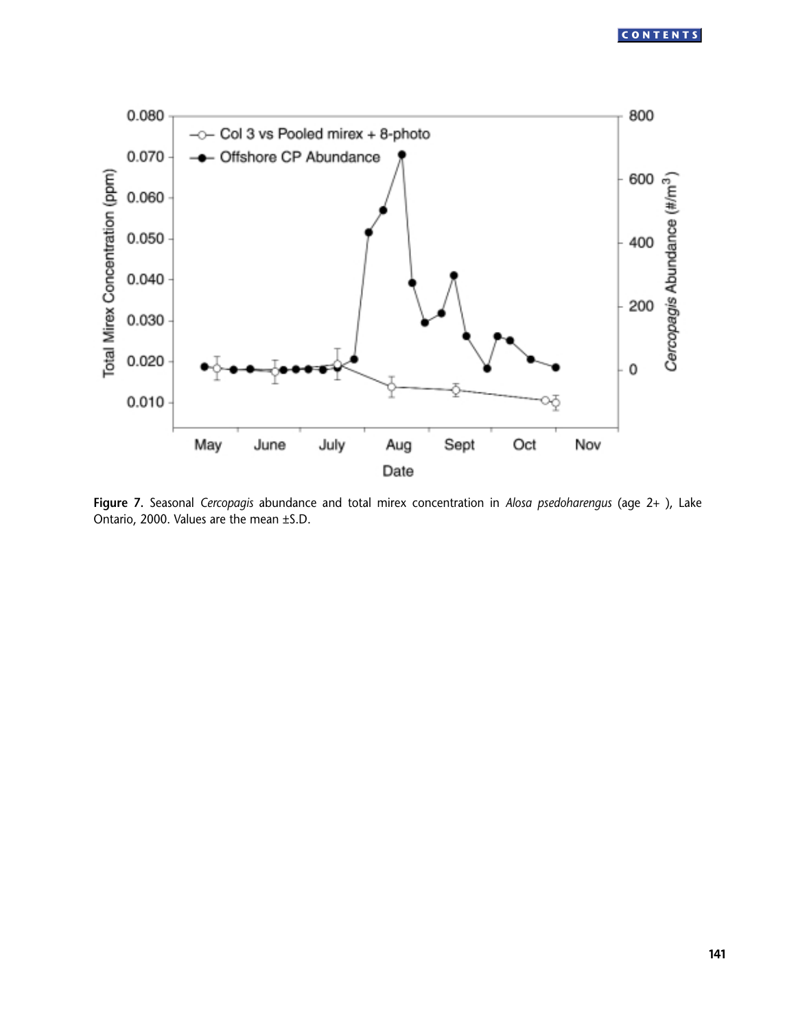Total Mirex Concentration (ppm)

0.080
0.070
0.060
0.050
0.040
0.030
0.020
0.010

Col 3 vs Pooled mirex + 8-photo

Offshore CP Abundance

*Cercopagis* Abundance (#/m$^3$)

800
600
400
200
0

May
June
July
Aug
Sept
Oct
Nov

Date

**Figure 7.** Seasonal *Cercopagis* abundance and total mirex concentration in *Alosa psedoharengus* (age 2+ ), Lake Ontario, 2000. Values are the mean ±S.D.